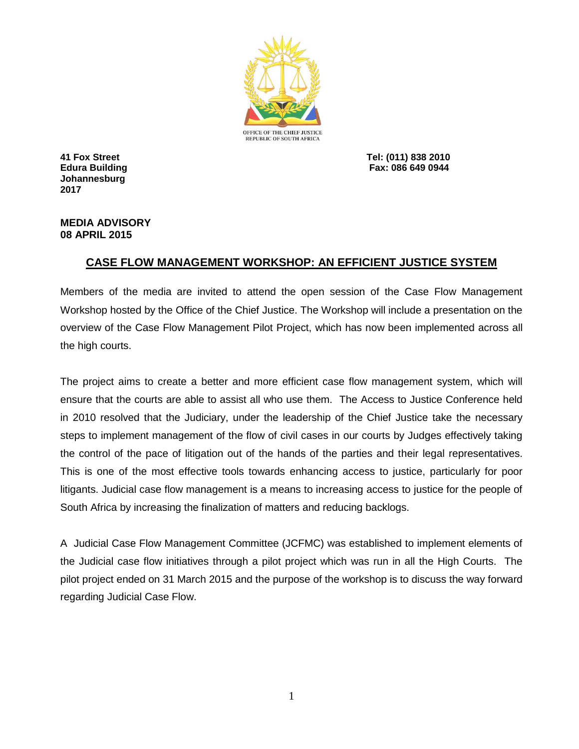OFFICE OF THE CHIEF JUSTICE
REPUBLIC OF SOUTH AFRICA

**41 Fox Street**
**Edura Building**
**Johannesburg**
**2017**

**Tel: (011) 838 2010**
**Fax: 086 649 0944**

**MEDIA ADVISORY**
**08 APRIL 2015**

## CASE FLOW MANAGEMENT WORKSHOP: AN EFFICIENT JUSTICE SYSTEM

Members of the media are invited to attend the open session of the Case Flow Management Workshop hosted by the Office of the Chief Justice. The Workshop will include a presentation on the overview of the Case Flow Management Pilot Project, which has now been implemented across all the high courts.

The project aims to create a better and more efficient case flow management system, which will ensure that the courts are able to assist all who use them. The Access to Justice Conference held in 2010 resolved that the Judiciary, under the leadership of the Chief Justice take the necessary steps to implement management of the flow of civil cases in our courts by Judges effectively taking the control of the pace of litigation out of the hands of the parties and their legal representatives. This is one of the most effective tools towards enhancing access to justice, particularly for poor litigants. Judicial case flow management is a means to increasing access to justice for the people of South Africa by increasing the finalization of matters and reducing backlogs.

A Judicial Case Flow Management Committee (JCFMC) was established to implement elements of the Judicial case flow initiatives through a pilot project which was run in all the High Courts. The pilot project ended on 31 March 2015 and the purpose of the workshop is to discuss the way forward regarding Judicial Case Flow.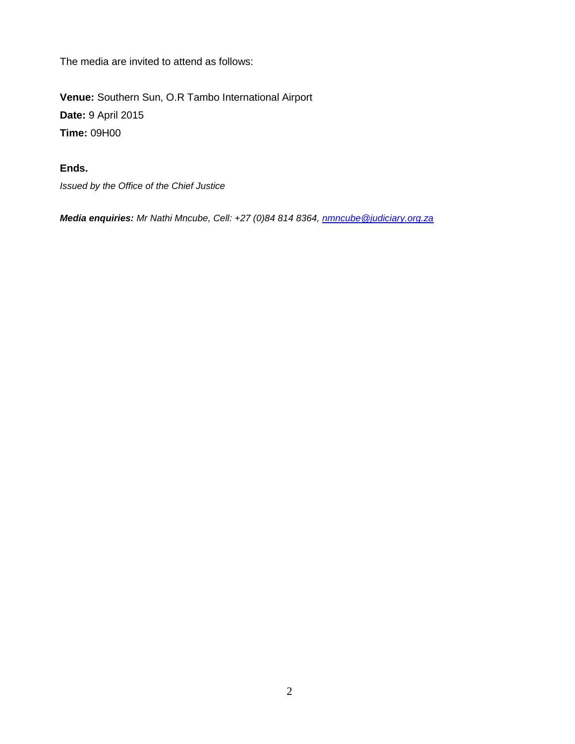The media are invited to attend as follows:

**Venue:** Southern Sun, O.R Tambo International Airport
**Date:** 9 April 2015
**Time:** 09H00

**Ends.**

*Issued by the Office of the Chief Justice*

***Media enquiries:*** *Mr Nathi Mncube, Cell: +27 (0)84 814 8364, nmncube@judiciary.org.za*